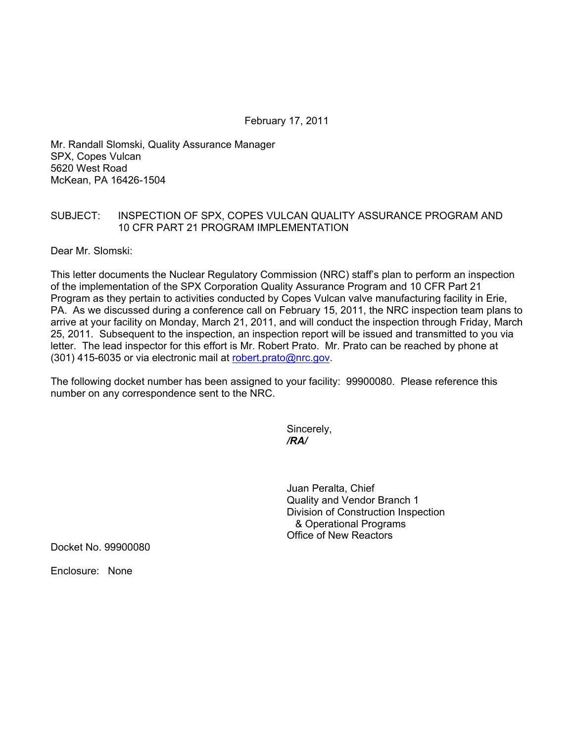February 17, 2011

Mr. Randall Slomski, Quality Assurance Manager
SPX, Copes Vulcan
5620 West Road
McKean, PA 16426-1504

SUBJECT: INSPECTION OF SPX, COPES VULCAN QUALITY ASSURANCE PROGRAM AND 10 CFR PART 21 PROGRAM IMPLEMENTATION

Dear Mr. Slomski:

This letter documents the Nuclear Regulatory Commission (NRC) staff's plan to perform an inspection of the implementation of the SPX Corporation Quality Assurance Program and 10 CFR Part 21 Program as they pertain to activities conducted by Copes Vulcan valve manufacturing facility in Erie, PA. As we discussed during a conference call on February 15, 2011, the NRC inspection team plans to arrive at your facility on Monday, March 21, 2011, and will conduct the inspection through Friday, March 25, 2011. Subsequent to the inspection, an inspection report will be issued and transmitted to you via letter. The lead inspector for this effort is Mr. Robert Prato. Mr. Prato can be reached by phone at (301) 415-6035 or via electronic mail at robert.prato@nrc.gov.

The following docket number has been assigned to your facility: 99900080. Please reference this number on any correspondence sent to the NRC.

Sincerely,
***/RA/***

Juan Peralta, Chief
Quality and Vendor Branch 1
Division of Construction Inspection
& Operational Programs
Office of New Reactors

Docket No. 99900080

Enclosure: None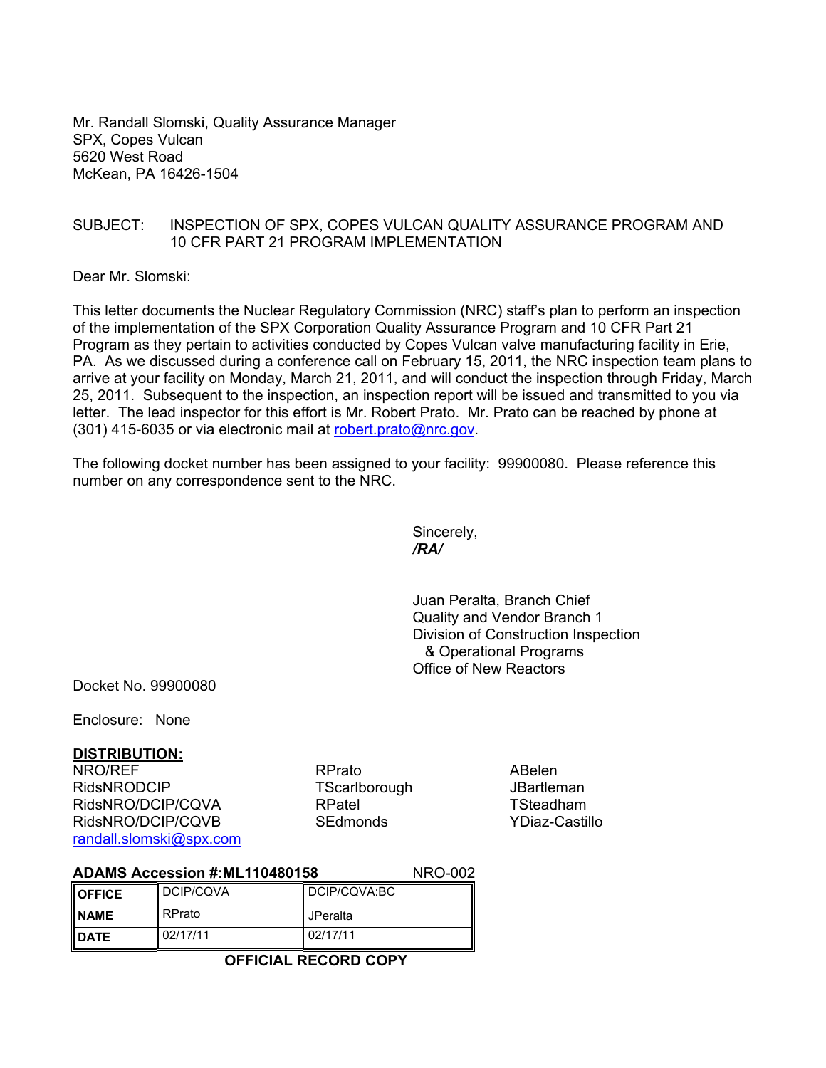Mr. Randall Slomski, Quality Assurance Manager
SPX, Copes Vulcan
5620 West Road
McKean, PA 16426-1504

SUBJECT: INSPECTION OF SPX, COPES VULCAN QUALITY ASSURANCE PROGRAM AND 10 CFR PART 21 PROGRAM IMPLEMENTATION

Dear Mr. Slomski:

This letter documents the Nuclear Regulatory Commission (NRC) staff's plan to perform an inspection of the implementation of the SPX Corporation Quality Assurance Program and 10 CFR Part 21 Program as they pertain to activities conducted by Copes Vulcan valve manufacturing facility in Erie, PA. As we discussed during a conference call on February 15, 2011, the NRC inspection team plans to arrive at your facility on Monday, March 21, 2011, and will conduct the inspection through Friday, March 25, 2011. Subsequent to the inspection, an inspection report will be issued and transmitted to you via letter. The lead inspector for this effort is Mr. Robert Prato. Mr. Prato can be reached by phone at (301) 415-6035 or via electronic mail at robert.prato@nrc.gov.

The following docket number has been assigned to your facility: 99900080. Please reference this number on any correspondence sent to the NRC.

Sincerely,
*/RA/*

Juan Peralta, Branch Chief
Quality and Vendor Branch 1
Division of Construction Inspection
& Operational Programs
Office of New Reactors

Docket No. 99900080

Enclosure: None

**DISTRIBUTION:**

| | | |
|---|---|---|
| NRO/REF | RPrato | ABelen |
| RidsNRODCIP | TScarlborough | JBartleman |
| RidsNRO/DCIP/CQVA | RPatel | TSteadham |
| RidsNRO/DCIP/CQVB | SEdmonds | YDiaz-Castillo |
| randall.slomski@spx.com | | |

**ADAMS Accession #:ML110480158** NRO-002

| **OFFICE** | DCIP/CQVA | DCIP/CQVA:BC |
|---|---|---|
| **NAME** | RPrato | JPeralta |
| **DATE** | 02/17/11 | 02/17/11 |

**OFFICIAL RECORD COPY**